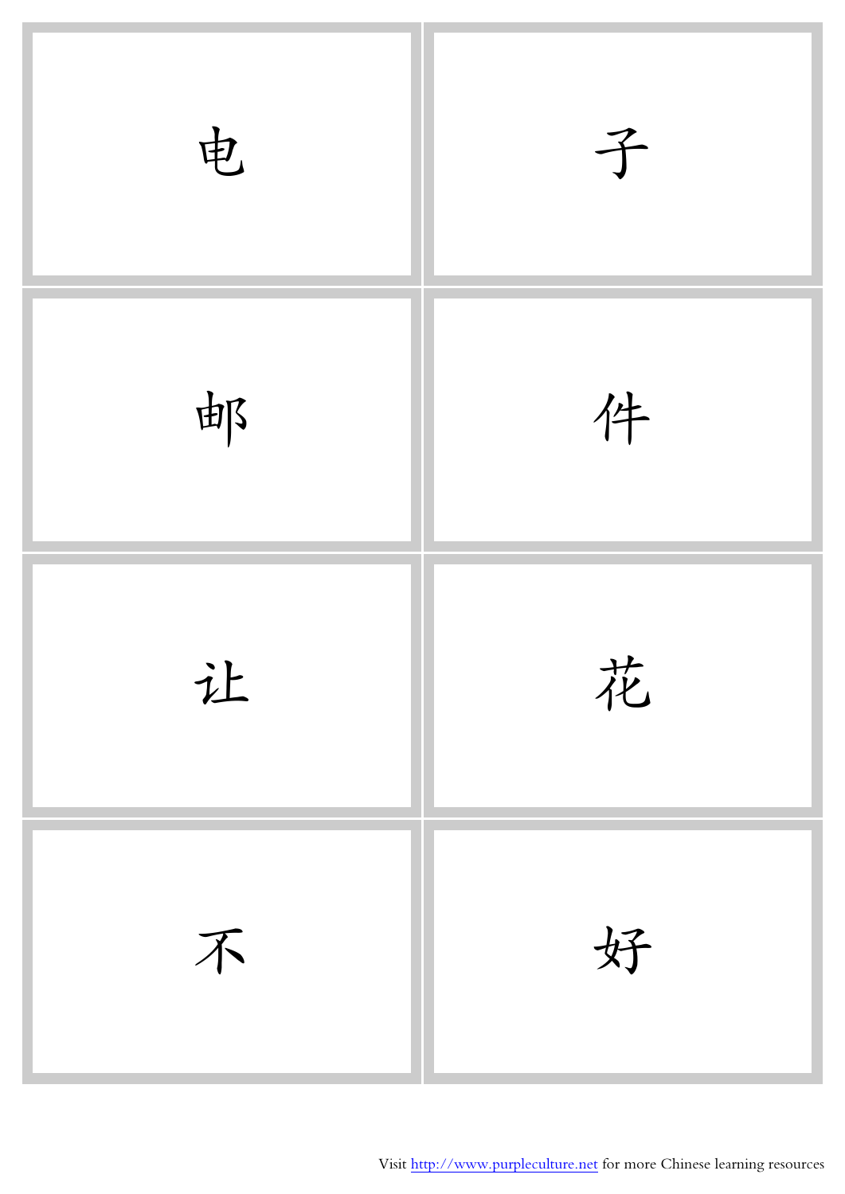| | |
|---|---|
| 电 | 子 |
| 邮 | 件 |
| 让 | 花 |
| 不 | 好 |

Visit http://www.purpleculture.net for more Chinese learning resources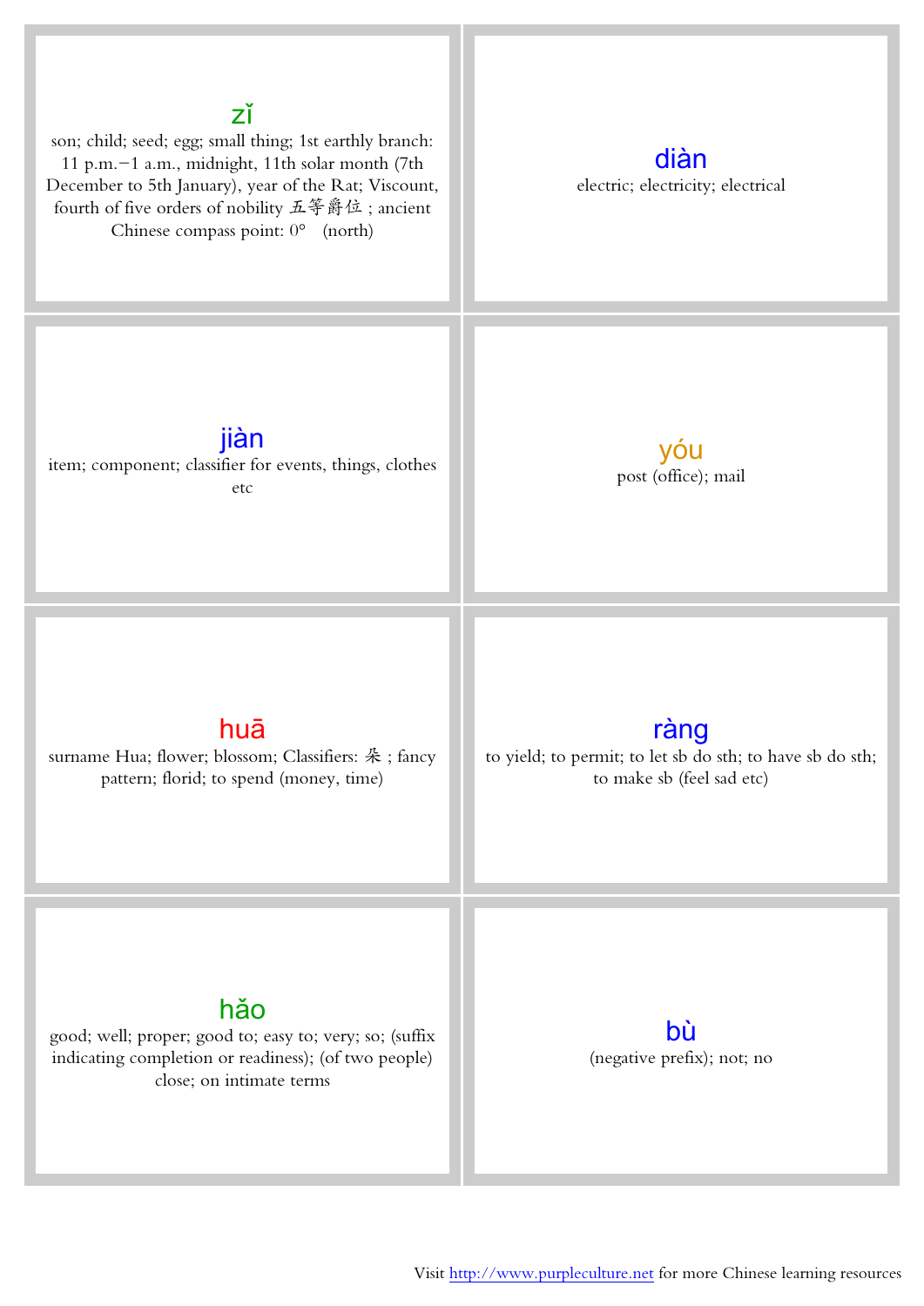**zǐ**
son; child; seed; egg; small thing; 1st earthly branch: 11 p.m.−1 a.m., midnight, 11th solar month (7th December to 5th January), year of the Rat; Viscount, fourth of five orders of nobility 五等爵位 ; ancient Chinese compass point: 0° (north)

**diàn**
electric; electricity; electrical

**jiàn**
item; component; classifier for events, things, clothes etc

**yóu**
post (office); mail

**huā**
surname Hua; flower; blossom; Classifiers: 朵 ; fancy pattern; florid; to spend (money, time)

**ràng**
to yield; to permit; to let sb do sth; to have sb do sth; to make sb (feel sad etc)

**hǎo**
good; well; proper; good to; easy to; very; so; (suffix indicating completion or readiness); (of two people) close; on intimate terms

**bù**
(negative prefix); not; no

Visit http://www.purpleculture.net for more Chinese learning resources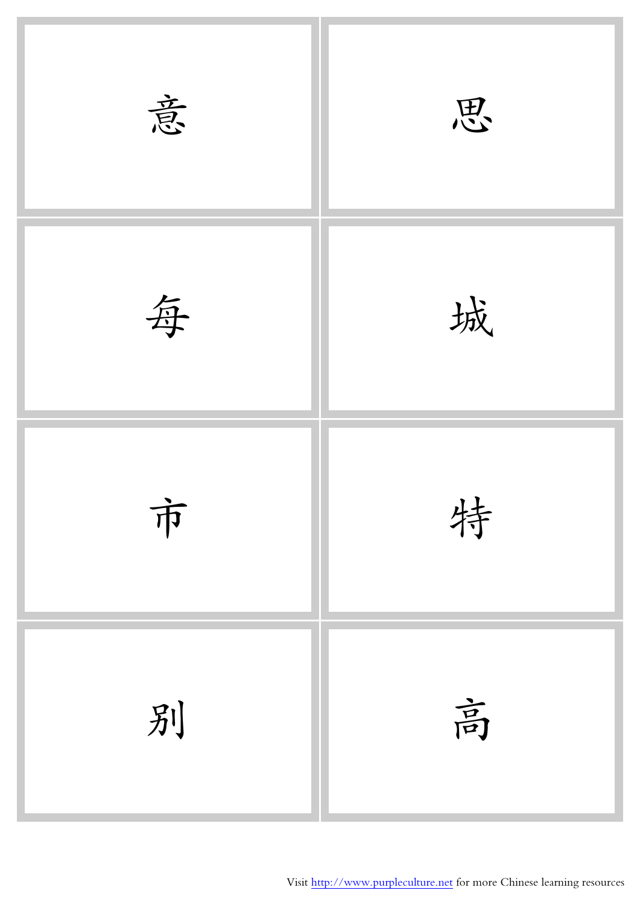| | |
|---|---|
| 意 | 思 |
| 每 | 城 |
| 市 | 特 |
| 别 | 高 |

Visit http://www.purpleculture.net for more Chinese learning resources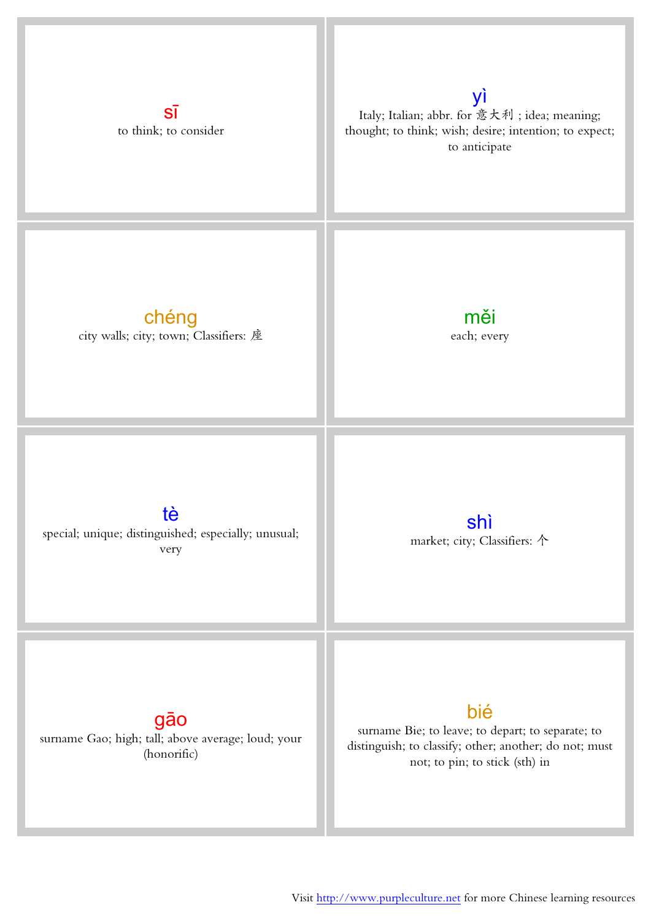| | |
|---|---|
| **sī**<br>to think; to consider | **yì**<br>Italy; Italian; abbr. for 意大利 ; idea; meaning; thought; to think; wish; desire; intention; to expect; to anticipate |
| **chéng**<br>city walls; city; town; Classifiers: 座 | **měi**<br>each; every |
| **tè**<br>special; unique; distinguished; especially; unusual; very | **shì**<br>market; city; Classifiers: 个 |
| **gāo**<br>surname Gao; high; tall; above average; loud; your (honorific) | **bié**<br>surname Bie; to leave; to depart; to separate; to distinguish; to classify; other; another; do not; must not; to pin; to stick (sth) in |

Visit http://www.purpleculture.net for more Chinese learning resources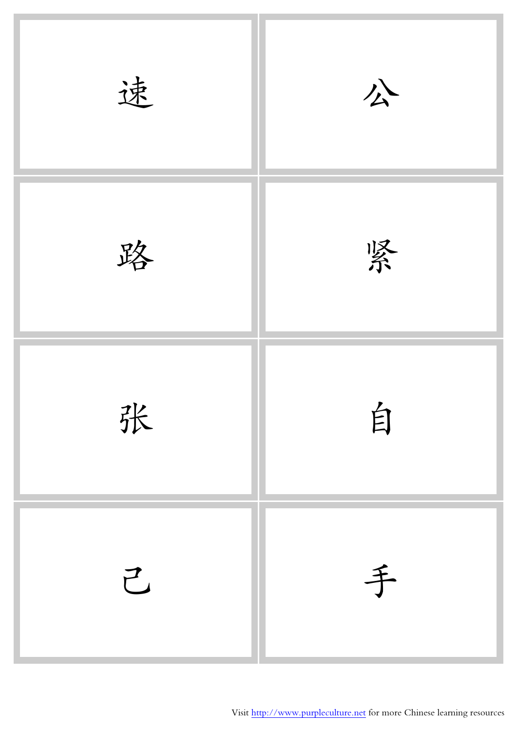| | |
|---|---|
| 速 | 公 |
| 路 | 紧 |
| 张 | 自 |
| 己 | 手 |

Visit http://www.purpleculture.net for more Chinese learning resources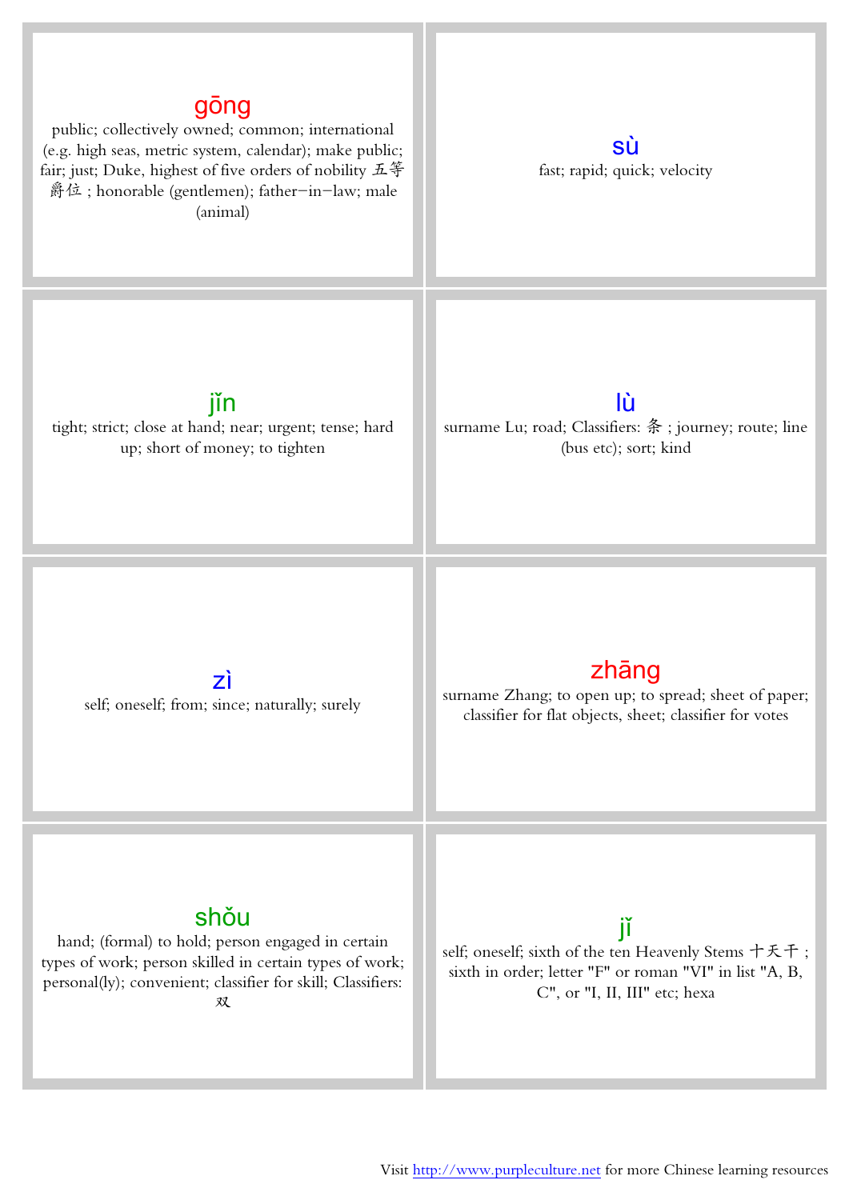| | |
|---|---|
| **gōng**<br>public; collectively owned; common; international (e.g. high seas, metric system, calendar); make public; fair; just; Duke, highest of five orders of nobility 五等爵位 ; honorable (gentlemen); father−in−law; male (animal) | **sù**<br>fast; rapid; quick; velocity |
| **jǐn**<br>tight; strict; close at hand; near; urgent; tense; hard up; short of money; to tighten | **lù**<br>surname Lu; road; Classifiers: 条 ; journey; route; line (bus etc); sort; kind |
| **zì**<br>self; oneself; from; since; naturally; surely | **zhāng**<br>surname Zhang; to open up; to spread; sheet of paper; classifier for flat objects, sheet; classifier for votes |
| **shǒu**<br>hand; (formal) to hold; person engaged in certain types of work; person skilled in certain types of work; personal(ly); convenient; classifier for skill; Classifiers: 双 | **jǐ**<br>self; oneself; sixth of the ten Heavenly Stems 十天干 ; sixth in order; letter "F" or roman "VI" in list "A, B, C", or "I, II, III" etc; hexa |

Visit http://www.purpleculture.net for more Chinese learning resources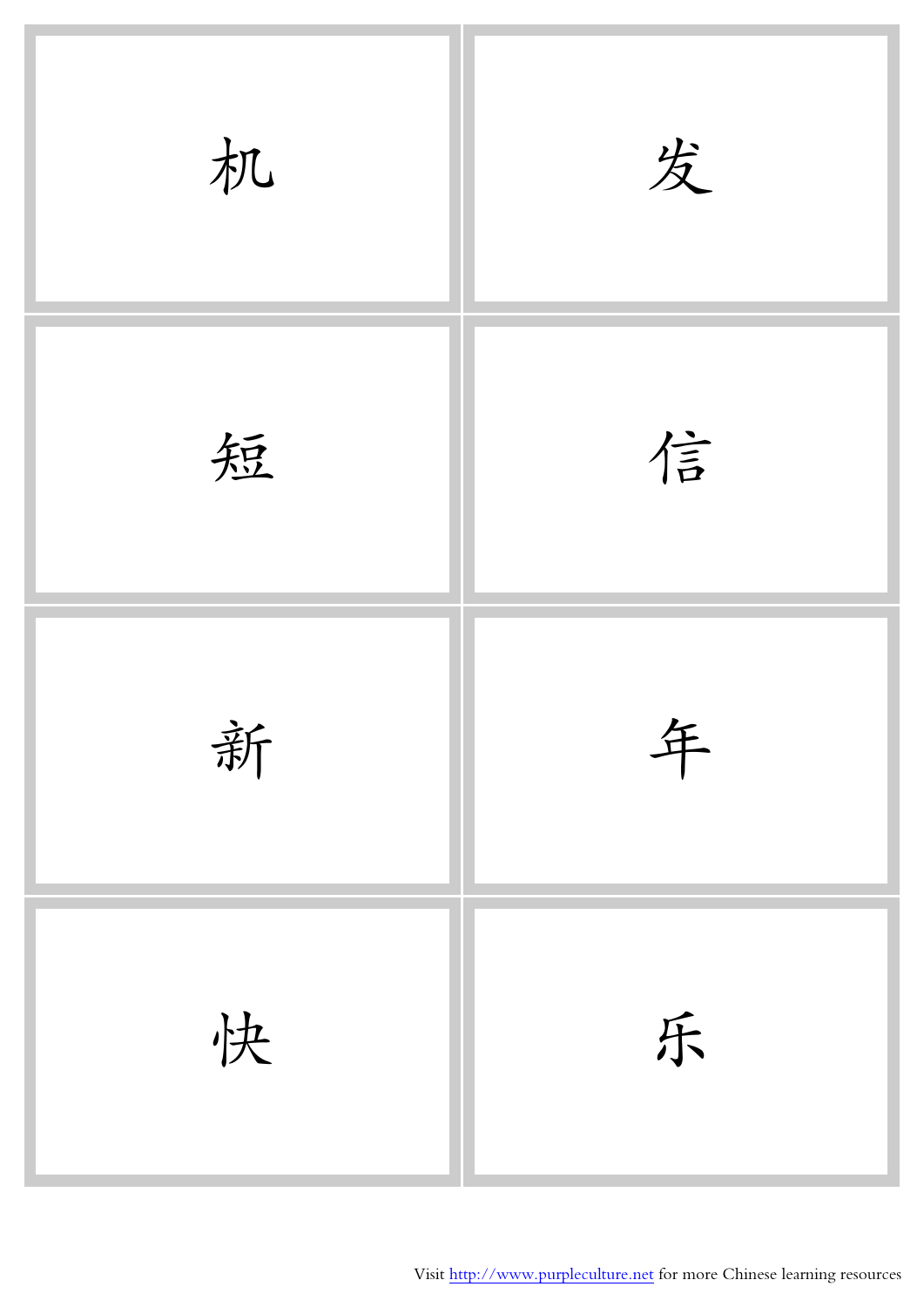| | |
|---|---|
| 机 | 发 |
| 短 | 信 |
| 新 | 年 |
| 快 | 乐 |

Visit http://www.purpleculture.net for more Chinese learning resources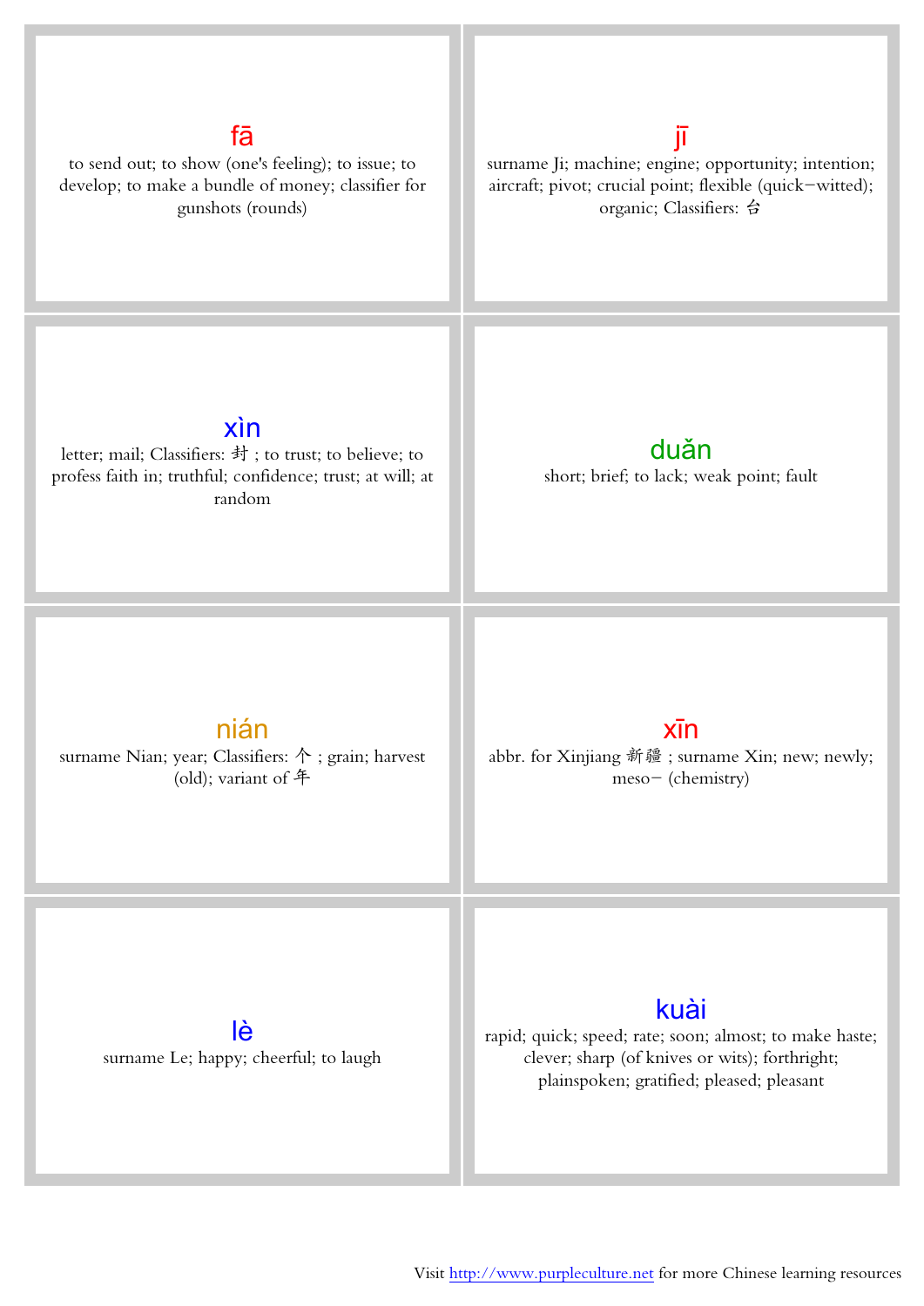**fā**

to send out; to show (one's feeling); to issue; to develop; to make a bundle of money; classifier for gunshots (rounds)

**jī**

surname Ji; machine; engine; opportunity; intention; aircraft; pivot; crucial point; flexible (quick−witted); organic; Classifiers: 台

**xìn**

letter; mail; Classifiers: 封 ; to trust; to believe; to profess faith in; truthful; confidence; trust; at will; at random

**duǎn**

short; brief; to lack; weak point; fault

**nián**

surname Nian; year; Classifiers: 个 ; grain; harvest (old); variant of 年

**xīn**

abbr. for Xinjiang 新疆 ; surname Xin; new; newly; meso− (chemistry)

**lè**

surname Le; happy; cheerful; to laugh

**kuài**

rapid; quick; speed; rate; soon; almost; to make haste; clever; sharp (of knives or wits); forthright; plainspoken; gratified; pleased; pleasant

Visit http://www.purpleculture.net for more Chinese learning resources